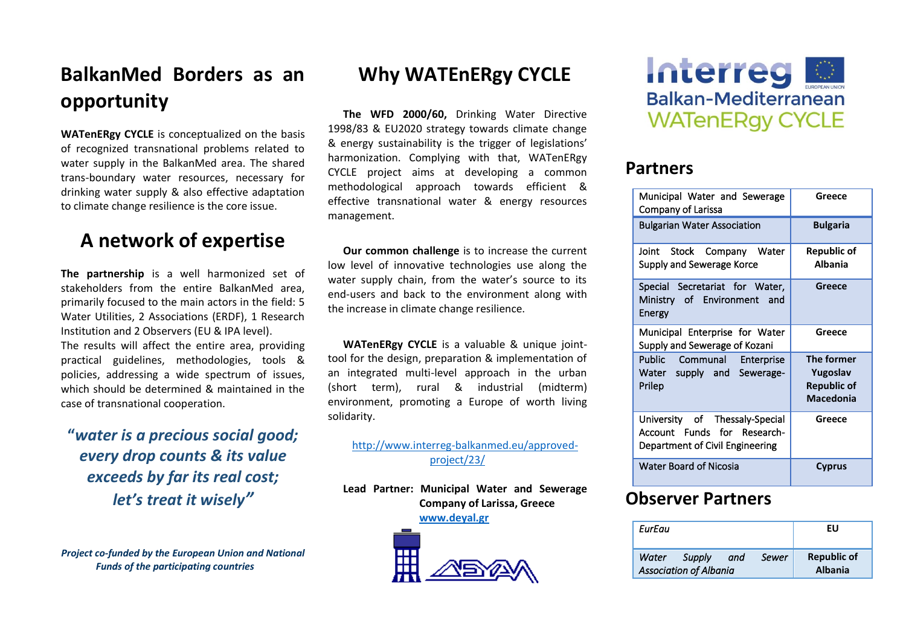# BalkanMed Borders as an opportunity

**WATenERgy CYCLE** is conceptualized on the basis of recognized transnational problems related to water supply in the BalkanMed area. The shared trans-boundary water resources, necessary for drinking water supply & also effective adaptation to climate change resilience is the core issue.

# A network of expertise

**The partnership** is a well harmonized set of stakeholders from the entire BalkanMed area, primarily focused to the main actors in the field: 5 Water Utilities, 2 Associations (ERDF), 1 Research Institution and 2 Observers (EU & IPA level).

The results will affect the entire area, providing practical guidelines, methodologies, tools & policies, addressing a wide spectrum of issues, which should be determined & maintained in the case of transnational cooperation.

***"water is a precious social good; every drop counts & its value exceeds by far its real cost; let's treat it wisely"***

***Project co-funded by the European Union and National Funds of the participating countries***

# Why WATEnERgy CYCLE

**The WFD 2000/60,** Drinking Water Directive 1998/83 & EU2020 strategy towards climate change & energy sustainability is the trigger of legislations' harmonization. Complying with that, WATenERgy CYCLE project aims at developing a common methodological approach towards efficient & effective transnational water & energy resources management.

**Our common challenge** is to increase the current low level of innovative technologies use along the water supply chain, from the water's source to its end-users and back to the environment along with the increase in climate change resilience.

**WATenERgy CYCLE** is a valuable & unique joint-tool for the design, preparation & implementation of an integrated multi-level approach in the urban (short term), rural & industrial (midterm) environment, promoting a Europe of worth living solidarity.

http://www.interreg-balkanmed.eu/approved-project/23/

**Lead Partner: Municipal Water and Sewerage Company of Larissa, Greece**
**www.deyal.gr**

Interreg
Balkan-Mediterranean
WATenERgy CYCLE

## Partners

| Partner | Country |
|---|---|
| Municipal Water and Sewerage Company of Larissa | **Greece** |
| Bulgarian Water Association | **Bulgaria** |
| Joint Stock Company Water Supply and Sewerage Korce | **Republic of Albania** |
| Special Secretariat for Water, Ministry of Environment and Energy | **Greece** |
| Municipal Enterprise for Water Supply and Sewerage of Kozani | **Greece** |
| Public Communal Enterprise Water supply and Sewerage-Prilep | **The former Yugoslav Republic of Macedonia** |
| University of Thessaly-Special Account Funds for Research-Department of Civil Engineering | **Greece** |
| Water Board of Nicosia | **Cyprus** |

## Observer Partners

| Observer | Country |
|---|---|
| *EurEau* | **EU** |
| *Water Supply and Sewer Association of Albania* | **Republic of Albania** |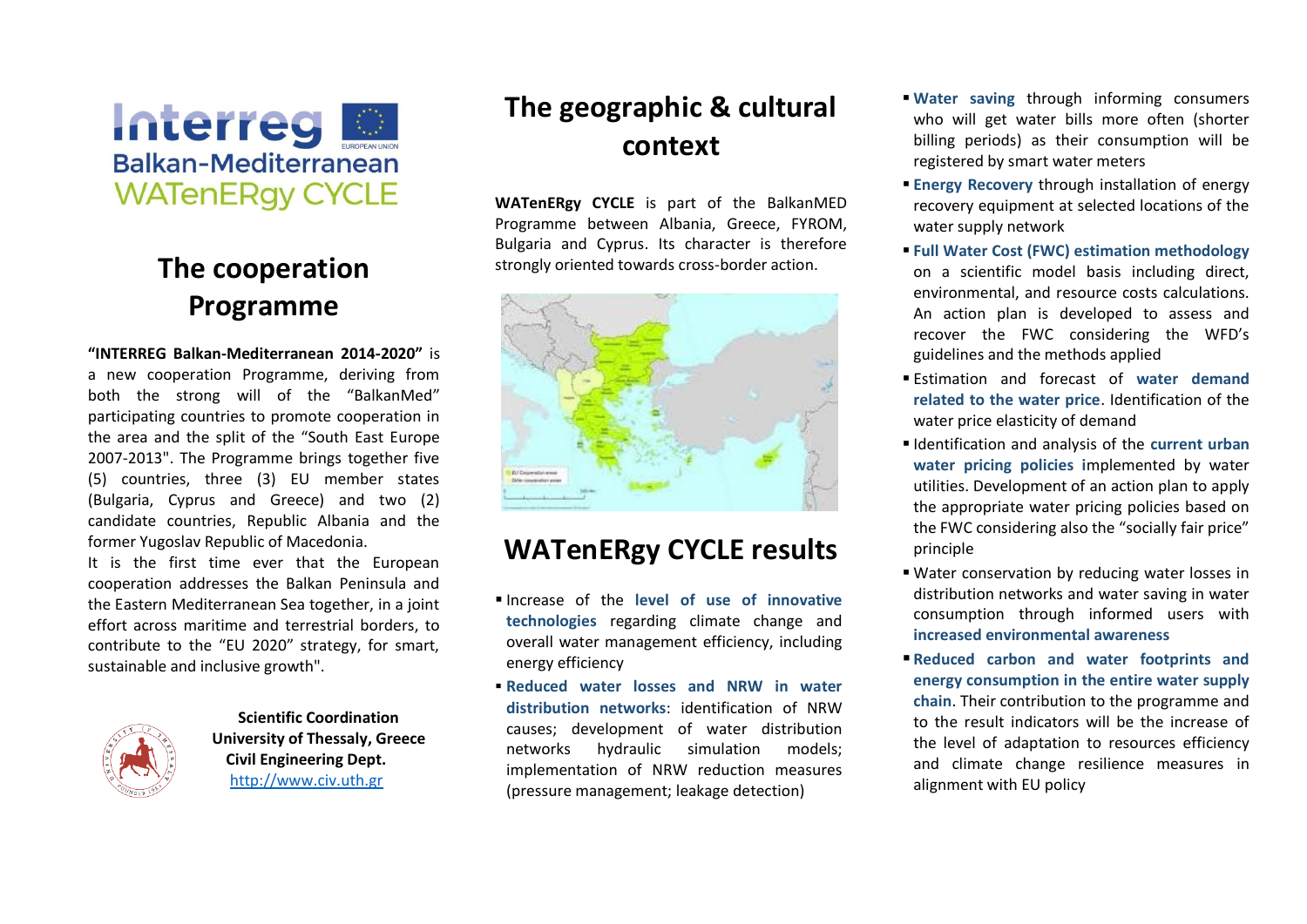Interreg
Balkan-Mediterranean
WATenERgy CYCLE

## The cooperation Programme

**"INTERREG Balkan-Mediterranean 2014-2020"** is a new cooperation Programme, deriving from both the strong will of the "BalkanMed" participating countries to promote cooperation in the area and the split of the "South East Europe 2007-2013". The Programme brings together five (5) countries, three (3) EU member states (Bulgaria, Cyprus and Greece) and two (2) candidate countries, Republic Albania and the former Yugoslav Republic of Macedonia.

It is the first time ever that the European cooperation addresses the Balkan Peninsula and the Eastern Mediterranean Sea together, in a joint effort across maritime and terrestrial borders, to contribute to the "EU 2020" strategy, for smart, sustainable and inclusive growth".

**Scientific Coordination**
**University of Thessaly, Greece**
**Civil Engineering Dept.**
http://www.civ.uth.gr

## The geographic & cultural context

**WATenERgy CYCLE** is part of the BalkanMED Programme between Albania, Greece, FYROM, Bulgaria and Cyprus. Its character is therefore strongly oriented towards cross-border action.

## WATenERgy CYCLE results

- Increase of the **level of use of innovative technologies** regarding climate change and overall water management efficiency, including energy efficiency
- **Reduced water losses and NRW in water distribution networks**: identification of NRW causes; development of water distribution networks hydraulic simulation models; implementation of NRW reduction measures (pressure management; leakage detection)
- **Water saving** through informing consumers who will get water bills more often (shorter billing periods) as their consumption will be registered by smart water meters
- **Energy Recovery** through installation of energy recovery equipment at selected locations of the water supply network
- **Full Water Cost (FWC) estimation methodology** on a scientific model basis including direct, environmental, and resource costs calculations. An action plan is developed to assess and recover the FWC considering the WFD's guidelines and the methods applied
- Estimation and forecast of **water demand related to the water price**. Identification of the water price elasticity of demand
- Identification and analysis of the **current urban water pricing policies** implemented by water utilities. Development of an action plan to apply the appropriate water pricing policies based on the FWC considering also the "socially fair price" principle
- Water conservation by reducing water losses in distribution networks and water saving in water consumption through informed users with **increased environmental awareness**
- **Reduced carbon and water footprints and energy consumption in the entire water supply chain**. Their contribution to the programme and to the result indicators will be the increase of the level of adaptation to resources efficiency and climate change resilience measures in alignment with EU policy